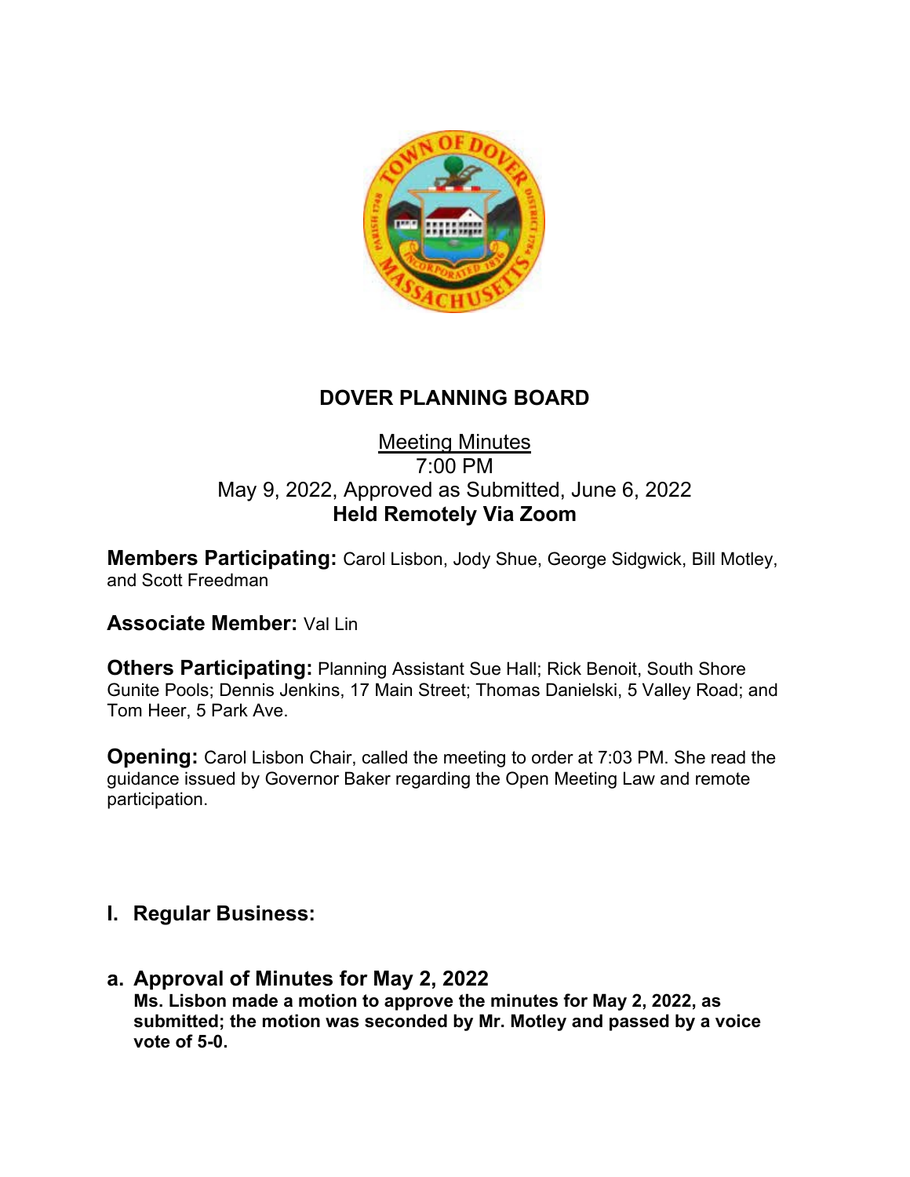# DOVER PLANNING BOARD

Meeting Minutes
7:00 PM
May 9, 2022, Approved as Submitted, June 6, 2022
**Held Remotely Via Zoom**

**Members Participating:** Carol Lisbon, Jody Shue, George Sidgwick, Bill Motley, and Scott Freedman

**Associate Member:** Val Lin

**Others Participating:** Planning Assistant Sue Hall; Rick Benoit, South Shore Gunite Pools; Dennis Jenkins, 17 Main Street; Thomas Danielski, 5 Valley Road; and Tom Heer, 5 Park Ave.

**Opening:** Carol Lisbon Chair, called the meeting to order at 7:03 PM. She read the guidance issued by Governor Baker regarding the Open Meeting Law and remote participation.

## I. Regular Business:

### a. Approval of Minutes for May 2, 2022

**Ms. Lisbon made a motion to approve the minutes for May 2, 2022, as submitted; the motion was seconded by Mr. Motley and passed by a voice vote of 5-0.**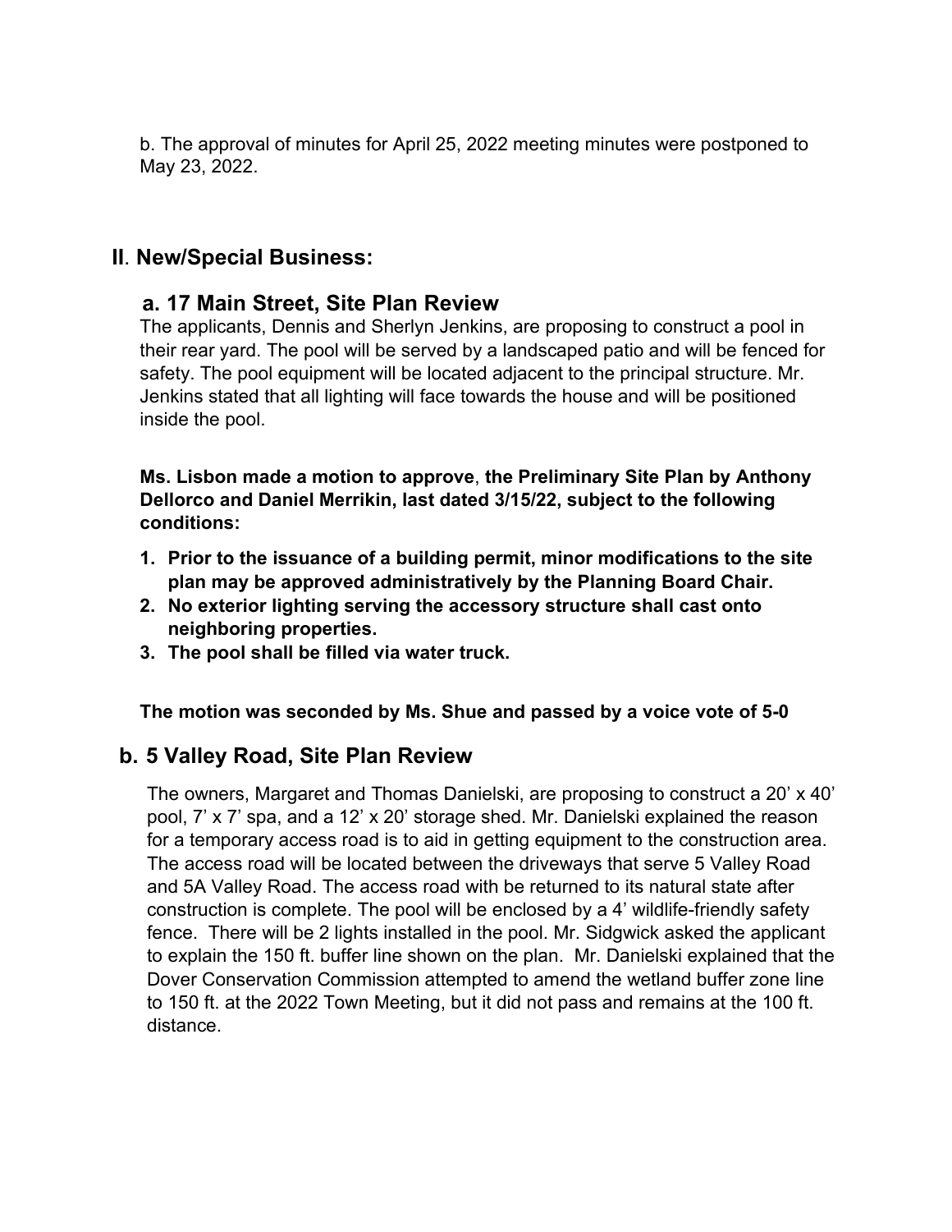b. The approval of minutes for April 25, 2022 meeting minutes were postponed to May 23, 2022.

## II. New/Special Business:

### a. 17 Main Street, Site Plan Review

The applicants, Dennis and Sherlyn Jenkins, are proposing to construct a pool in their rear yard. The pool will be served by a landscaped patio and will be fenced for safety. The pool equipment will be located adjacent to the principal structure. Mr. Jenkins stated that all lighting will face towards the house and will be positioned inside the pool.

**Ms. Lisbon made a motion to approve**, **the Preliminary Site Plan by Anthony Dellorco and Daniel Merrikin, last dated 3/15/22, subject to the following conditions:**

1. **Prior to the issuance of a building permit, minor modifications to the site plan may be approved administratively by the Planning Board Chair.**
2. **No exterior lighting serving the accessory structure shall cast onto neighboring properties.**
3. **The pool shall be filled via water truck.**

**The motion was seconded by Ms. Shue and passed by a voice vote of 5-0**

### b. 5 Valley Road, Site Plan Review

The owners, Margaret and Thomas Danielski, are proposing to construct a 20' x 40' pool, 7' x 7' spa, and a 12' x 20' storage shed. Mr. Danielski explained the reason for a temporary access road is to aid in getting equipment to the construction area. The access road will be located between the driveways that serve 5 Valley Road and 5A Valley Road. The access road with be returned to its natural state after construction is complete. The pool will be enclosed by a 4' wildlife-friendly safety fence. There will be 2 lights installed in the pool. Mr. Sidgwick asked the applicant to explain the 150 ft. buffer line shown on the plan. Mr. Danielski explained that the Dover Conservation Commission attempted to amend the wetland buffer zone line to 150 ft. at the 2022 Town Meeting, but it did not pass and remains at the 100 ft. distance.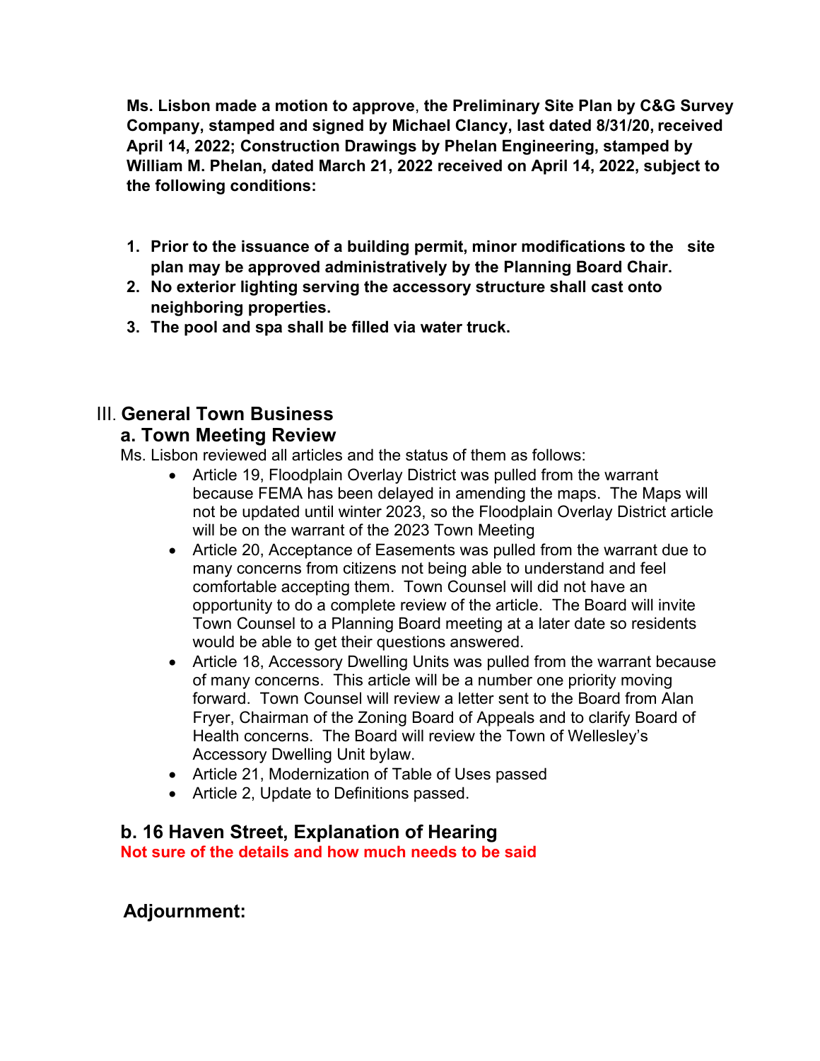**Ms. Lisbon made a motion to approve, the Preliminary Site Plan by C&G Survey Company, stamped and signed by Michael Clancy, last dated 8/31/20, received April 14, 2022; Construction Drawings by Phelan Engineering, stamped by William M. Phelan, dated March 21, 2022 received on April 14, 2022, subject to the following conditions:**

1. **Prior to the issuance of a building permit, minor modifications to the site plan may be approved administratively by the Planning Board Chair.**
2. **No exterior lighting serving the accessory structure shall cast onto neighboring properties.**
3. **The pool and spa shall be filled via water truck.**

## III. General Town Business

### a. Town Meeting Review

Ms. Lisbon reviewed all articles and the status of them as follows:

- Article 19, Floodplain Overlay District was pulled from the warrant because FEMA has been delayed in amending the maps. The Maps will not be updated until winter 2023, so the Floodplain Overlay District article will be on the warrant of the 2023 Town Meeting
- Article 20, Acceptance of Easements was pulled from the warrant due to many concerns from citizens not being able to understand and feel comfortable accepting them. Town Counsel will did not have an opportunity to do a complete review of the article. The Board will invite Town Counsel to a Planning Board meeting at a later date so residents would be able to get their questions answered.
- Article 18, Accessory Dwelling Units was pulled from the warrant because of many concerns. This article will be a number one priority moving forward. Town Counsel will review a letter sent to the Board from Alan Fryer, Chairman of the Zoning Board of Appeals and to clarify Board of Health concerns. The Board will review the Town of Wellesley's Accessory Dwelling Unit bylaw.
- Article 21, Modernization of Table of Uses passed
- Article 2, Update to Definitions passed.

### b. 16 Haven Street, Explanation of Hearing

**Not sure of the details and how much needs to be said**

### Adjournment: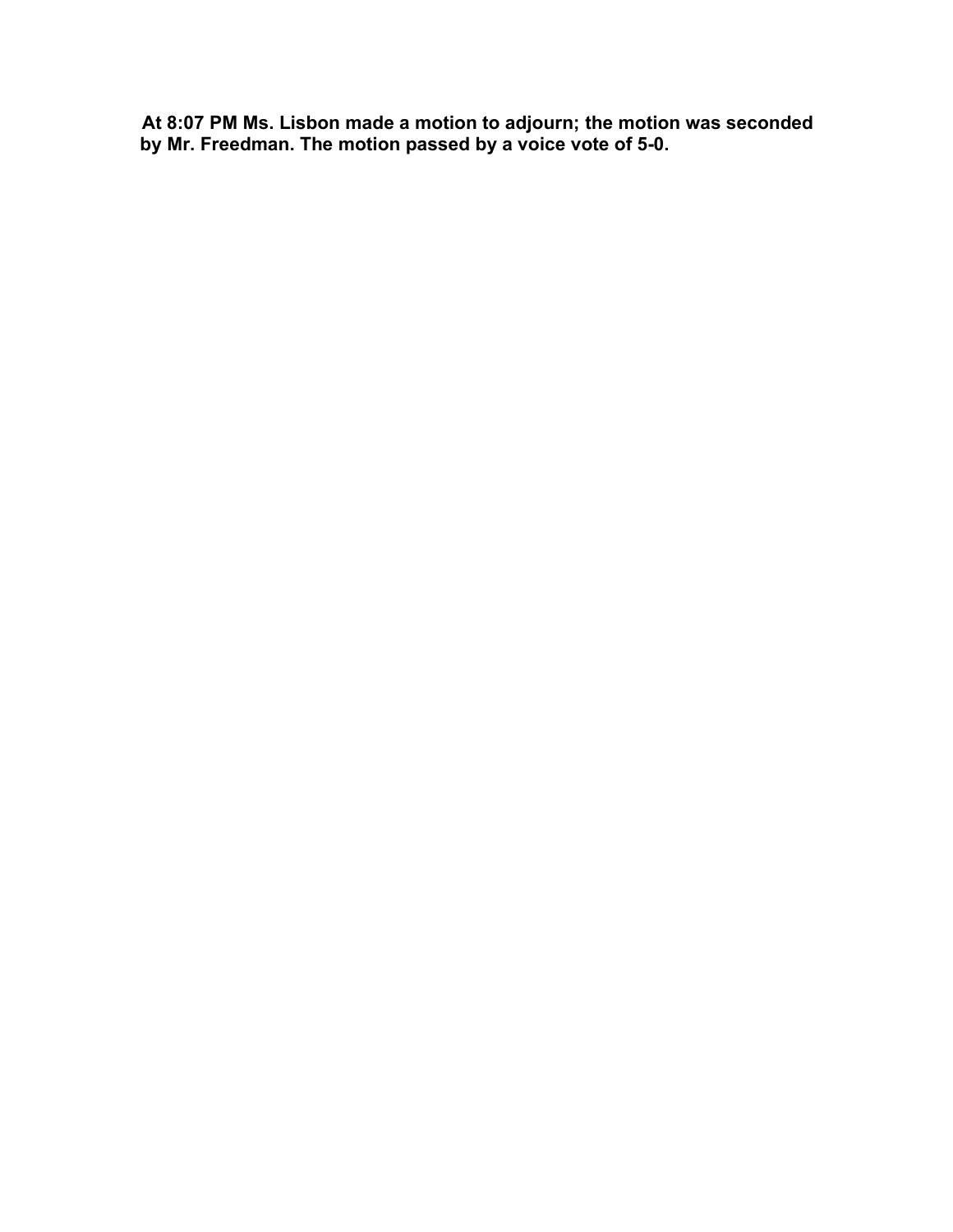**At 8:07 PM Ms. Lisbon made a motion to adjourn; the motion was seconded by Mr. Freedman. The motion passed by a voice vote of 5-0.**